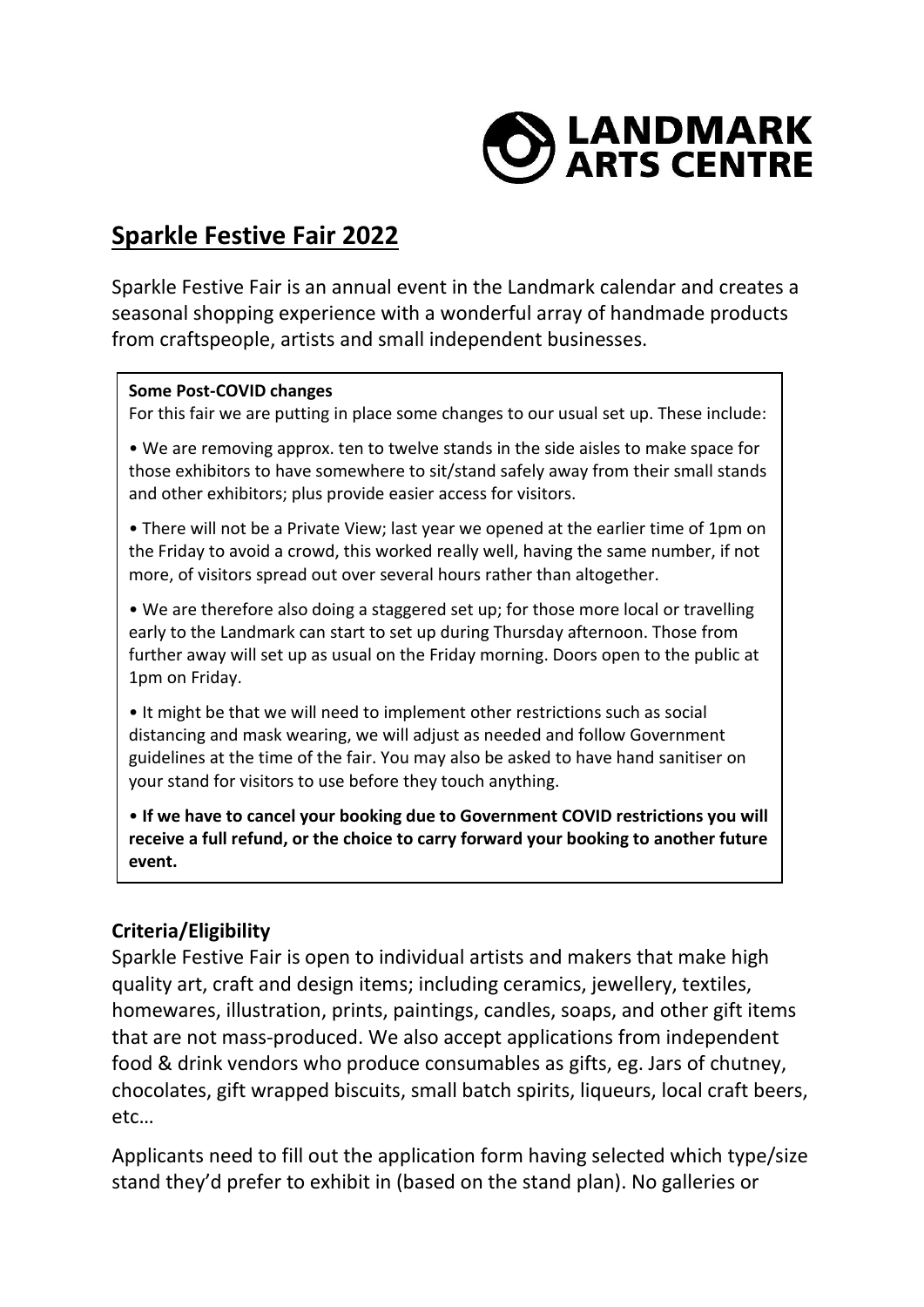LANDMARK ARTS CENTRE

# Sparkle Festive Fair 2022

Sparkle Festive Fair is an annual event in the Landmark calendar and creates a seasonal shopping experience with a wonderful array of handmade products from craftspeople, artists and small independent businesses.

**Some Post-COVID changes**

For this fair we are putting in place some changes to our usual set up. These include:

• We are removing approx. ten to twelve stands in the side aisles to make space for those exhibitors to have somewhere to sit/stand safely away from their small stands and other exhibitors; plus provide easier access for visitors.

• There will not be a Private View; last year we opened at the earlier time of 1pm on the Friday to avoid a crowd, this worked really well, having the same number, if not more, of visitors spread out over several hours rather than altogether.

• We are therefore also doing a staggered set up; for those more local or travelling early to the Landmark can start to set up during Thursday afternoon. Those from further away will set up as usual on the Friday morning. Doors open to the public at 1pm on Friday.

• It might be that we will need to implement other restrictions such as social distancing and mask wearing, we will adjust as needed and follow Government guidelines at the time of the fair. You may also be asked to have hand sanitiser on your stand for visitors to use before they touch anything.

• **If we have to cancel your booking due to Government COVID restrictions you will receive a full refund, or the choice to carry forward your booking to another future event.**

## Criteria/Eligibility

Sparkle Festive Fair is open to individual artists and makers that make high quality art, craft and design items; including ceramics, jewellery, textiles, homewares, illustration, prints, paintings, candles, soaps, and other gift items that are not mass-produced. We also accept applications from independent food & drink vendors who produce consumables as gifts, eg. Jars of chutney, chocolates, gift wrapped biscuits, small batch spirits, liqueurs, local craft beers, etc…

Applicants need to fill out the application form having selected which type/size stand they'd prefer to exhibit in (based on the stand plan). No galleries or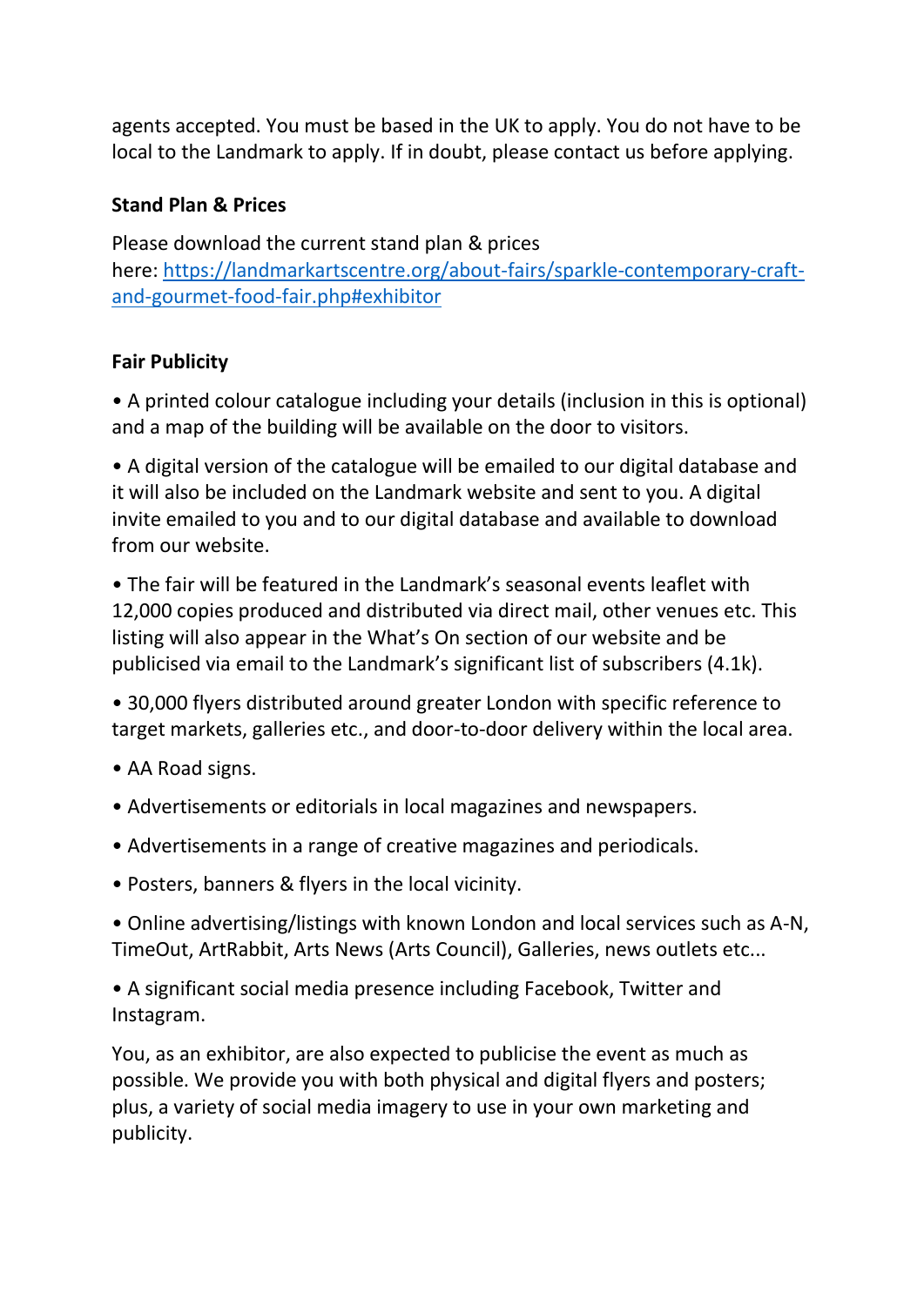agents accepted. You must be based in the UK to apply. You do not have to be local to the Landmark to apply. If in doubt, please contact us before applying.

**Stand Plan & Prices**

Please download the current stand plan & prices here: [https://landmarkartscentre.org/about-fairs/sparkle-contemporary-craft-and-gourmet-food-fair.php#exhibitor](https://landmarkartscentre.org/about-fairs/sparkle-contemporary-craft-and-gourmet-food-fair.php#exhibitor)

**Fair Publicity**

• A printed colour catalogue including your details (inclusion in this is optional) and a map of the building will be available on the door to visitors.

• A digital version of the catalogue will be emailed to our digital database and it will also be included on the Landmark website and sent to you. A digital invite emailed to you and to our digital database and available to download from our website.

• The fair will be featured in the Landmark's seasonal events leaflet with 12,000 copies produced and distributed via direct mail, other venues etc. This listing will also appear in the What's On section of our website and be publicised via email to the Landmark's significant list of subscribers (4.1k).

• 30,000 flyers distributed around greater London with specific reference to target markets, galleries etc., and door-to-door delivery within the local area.

• AA Road signs.

• Advertisements or editorials in local magazines and newspapers.

• Advertisements in a range of creative magazines and periodicals.

• Posters, banners & flyers in the local vicinity.

• Online advertising/listings with known London and local services such as A-N, TimeOut, ArtRabbit, Arts News (Arts Council), Galleries, news outlets etc...

• A significant social media presence including Facebook, Twitter and Instagram.

You, as an exhibitor, are also expected to publicise the event as much as possible. We provide you with both physical and digital flyers and posters; plus, a variety of social media imagery to use in your own marketing and publicity.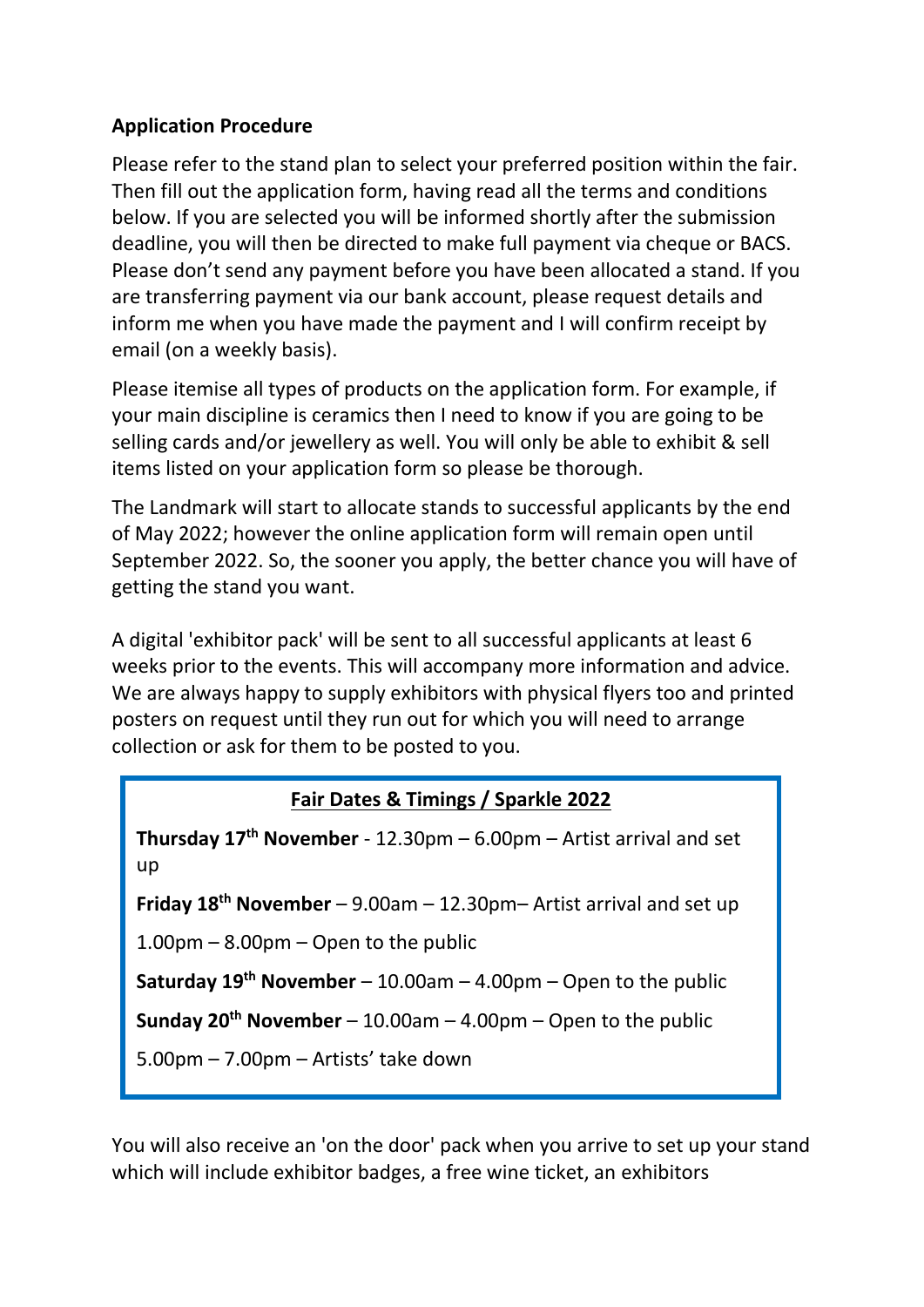**Application Procedure**

Please refer to the stand plan to select your preferred position within the fair. Then fill out the application form, having read all the terms and conditions below. If you are selected you will be informed shortly after the submission deadline, you will then be directed to make full payment via cheque or BACS. Please don't send any payment before you have been allocated a stand. If you are transferring payment via our bank account, please request details and inform me when you have made the payment and I will confirm receipt by email (on a weekly basis).

Please itemise all types of products on the application form. For example, if your main discipline is ceramics then I need to know if you are going to be selling cards and/or jewellery as well. You will only be able to exhibit & sell items listed on your application form so please be thorough.

The Landmark will start to allocate stands to successful applicants by the end of May 2022; however the online application form will remain open until September 2022. So, the sooner you apply, the better chance you will have of getting the stand you want.

A digital 'exhibitor pack' will be sent to all successful applicants at least 6 weeks prior to the events. This will accompany more information and advice. We are always happy to supply exhibitors with physical flyers too and printed posters on request until they run out for which you will need to arrange collection or ask for them to be posted to you.

**Fair Dates & Timings / Sparkle 2022**

**Thursday 17th November** - 12.30pm – 6.00pm – Artist arrival and set up

**Friday 18th November** – 9.00am – 12.30pm– Artist arrival and set up

1.00pm – 8.00pm – Open to the public

**Saturday 19th November** – 10.00am – 4.00pm – Open to the public

**Sunday 20th November** – 10.00am – 4.00pm – Open to the public

5.00pm – 7.00pm – Artists' take down

You will also receive an 'on the door' pack when you arrive to set up your stand which will include exhibitor badges, a free wine ticket, an exhibitors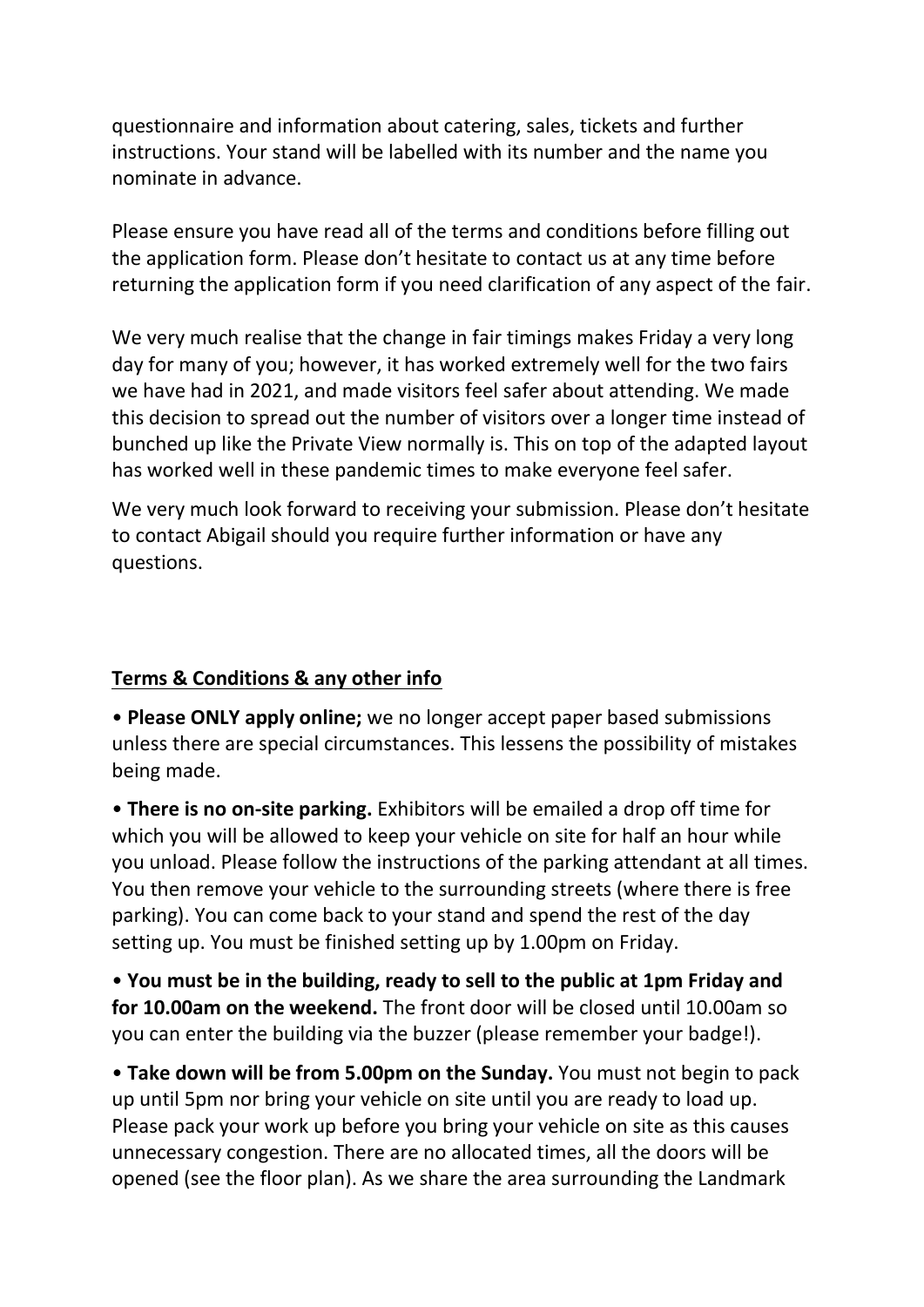questionnaire and information about catering, sales, tickets and further instructions. Your stand will be labelled with its number and the name you nominate in advance.

Please ensure you have read all of the terms and conditions before filling out the application form. Please don't hesitate to contact us at any time before returning the application form if you need clarification of any aspect of the fair.

We very much realise that the change in fair timings makes Friday a very long day for many of you; however, it has worked extremely well for the two fairs we have had in 2021, and made visitors feel safer about attending. We made this decision to spread out the number of visitors over a longer time instead of bunched up like the Private View normally is. This on top of the adapted layout has worked well in these pandemic times to make everyone feel safer.

We very much look forward to receiving your submission. Please don't hesitate to contact Abigail should you require further information or have any questions.

**<u>Terms & Conditions & any other info</u>**

• **Please ONLY apply online;** we no longer accept paper based submissions unless there are special circumstances. This lessens the possibility of mistakes being made.

• **There is no on-site parking.** Exhibitors will be emailed a drop off time for which you will be allowed to keep your vehicle on site for half an hour while you unload. Please follow the instructions of the parking attendant at all times. You then remove your vehicle to the surrounding streets (where there is free parking). You can come back to your stand and spend the rest of the day setting up. You must be finished setting up by 1.00pm on Friday.

• **You must be in the building, ready to sell to the public at 1pm Friday and for 10.00am on the weekend.** The front door will be closed until 10.00am so you can enter the building via the buzzer (please remember your badge!).

• **Take down will be from 5.00pm on the Sunday.** You must not begin to pack up until 5pm nor bring your vehicle on site until you are ready to load up. Please pack your work up before you bring your vehicle on site as this causes unnecessary congestion. There are no allocated times, all the doors will be opened (see the floor plan). As we share the area surrounding the Landmark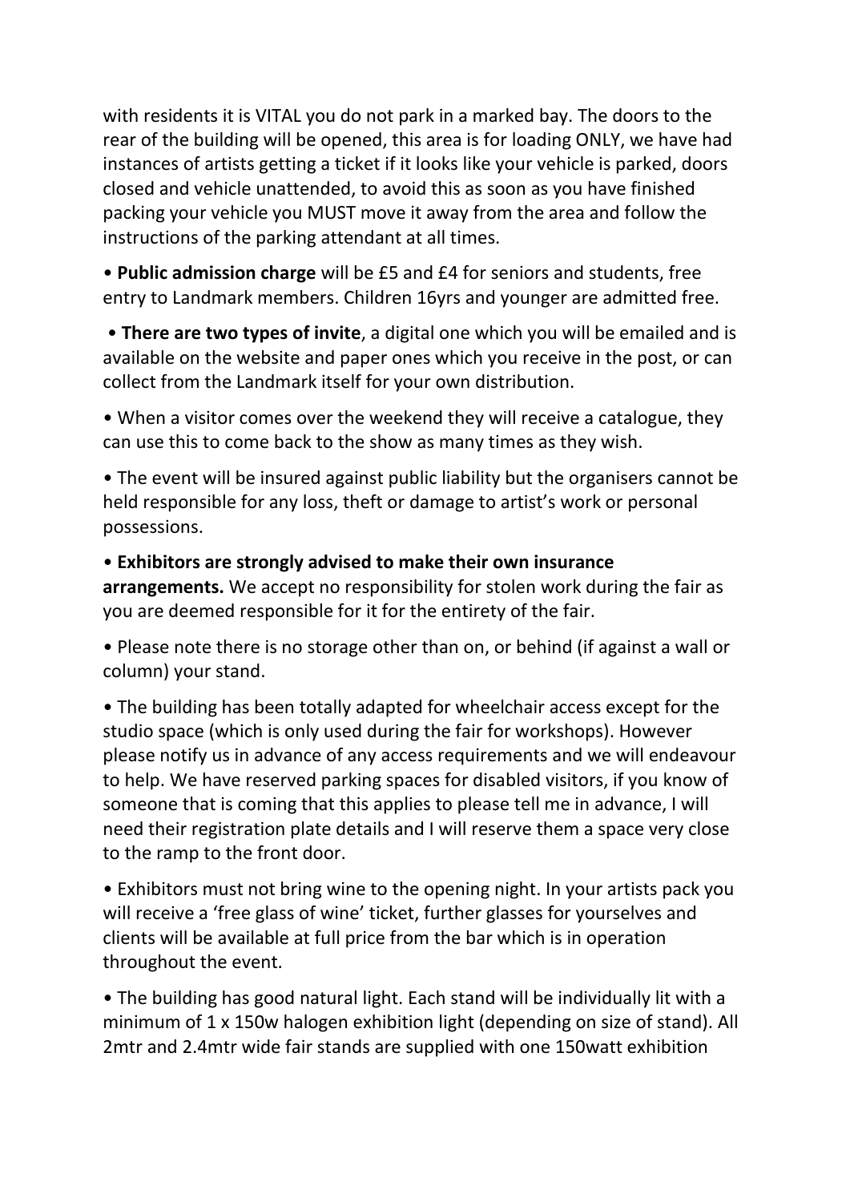with residents it is VITAL you do not park in a marked bay. The doors to the rear of the building will be opened, this area is for loading ONLY, we have had instances of artists getting a ticket if it looks like your vehicle is parked, doors closed and vehicle unattended, to avoid this as soon as you have finished packing your vehicle you MUST move it away from the area and follow the instructions of the parking attendant at all times.

• **Public admission charge** will be £5 and £4 for seniors and students, free entry to Landmark members. Children 16yrs and younger are admitted free.

• **There are two types of invite**, a digital one which you will be emailed and is available on the website and paper ones which you receive in the post, or can collect from the Landmark itself for your own distribution.

• When a visitor comes over the weekend they will receive a catalogue, they can use this to come back to the show as many times as they wish.

• The event will be insured against public liability but the organisers cannot be held responsible for any loss, theft or damage to artist's work or personal possessions.

• **Exhibitors are strongly advised to make their own insurance arrangements.** We accept no responsibility for stolen work during the fair as you are deemed responsible for it for the entirety of the fair.

• Please note there is no storage other than on, or behind (if against a wall or column) your stand.

• The building has been totally adapted for wheelchair access except for the studio space (which is only used during the fair for workshops). However please notify us in advance of any access requirements and we will endeavour to help. We have reserved parking spaces for disabled visitors, if you know of someone that is coming that this applies to please tell me in advance, I will need their registration plate details and I will reserve them a space very close to the ramp to the front door.

• Exhibitors must not bring wine to the opening night. In your artists pack you will receive a 'free glass of wine' ticket, further glasses for yourselves and clients will be available at full price from the bar which is in operation throughout the event.

• The building has good natural light. Each stand will be individually lit with a minimum of 1 x 150w halogen exhibition light (depending on size of stand). All 2mtr and 2.4mtr wide fair stands are supplied with one 150watt exhibition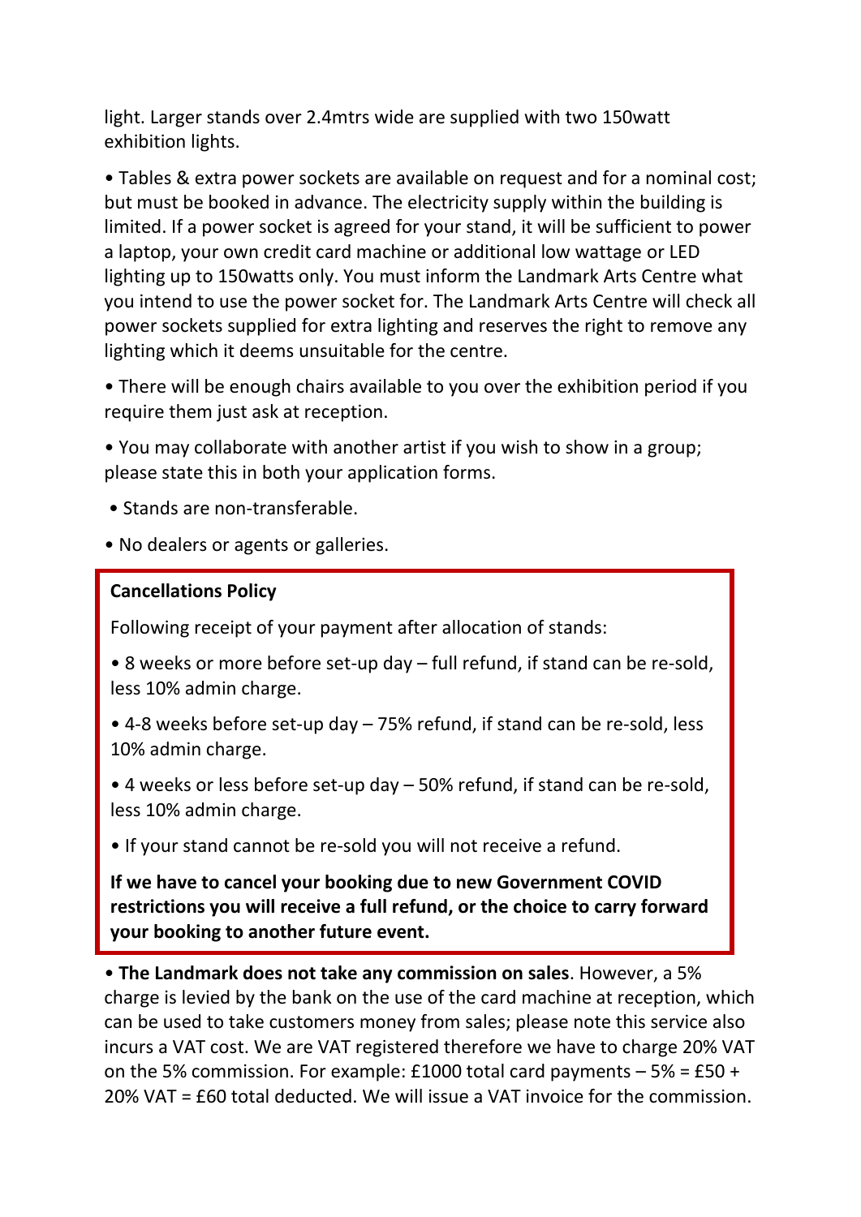light. Larger stands over 2.4mtrs wide are supplied with two 150watt exhibition lights.

- Tables & extra power sockets are available on request and for a nominal cost; but must be booked in advance. The electricity supply within the building is limited. If a power socket is agreed for your stand, it will be sufficient to power a laptop, your own credit card machine or additional low wattage or LED lighting up to 150watts only. You must inform the Landmark Arts Centre what you intend to use the power socket for. The Landmark Arts Centre will check all power sockets supplied for extra lighting and reserves the right to remove any lighting which it deems unsuitable for the centre.
- There will be enough chairs available to you over the exhibition period if you require them just ask at reception.
- You may collaborate with another artist if you wish to show in a group; please state this in both your application forms.
- Stands are non-transferable.
- No dealers or agents or galleries.

**Cancellations Policy**

Following receipt of your payment after allocation of stands:

- 8 weeks or more before set-up day – full refund, if stand can be re-sold, less 10% admin charge.
- 4-8 weeks before set-up day – 75% refund, if stand can be re-sold, less 10% admin charge.
- 4 weeks or less before set-up day – 50% refund, if stand can be re-sold, less 10% admin charge.
- If your stand cannot be re-sold you will not receive a refund.

**If we have to cancel your booking due to new Government COVID restrictions you will receive a full refund, or the choice to carry forward your booking to another future event.**

- **The Landmark does not take any commission on sales**. However, a 5% charge is levied by the bank on the use of the card machine at reception, which can be used to take customers money from sales; please note this service also incurs a VAT cost. We are VAT registered therefore we have to charge 20% VAT on the 5% commission. For example: £1000 total card payments – 5% = £50 + 20% VAT = £60 total deducted. We will issue a VAT invoice for the commission.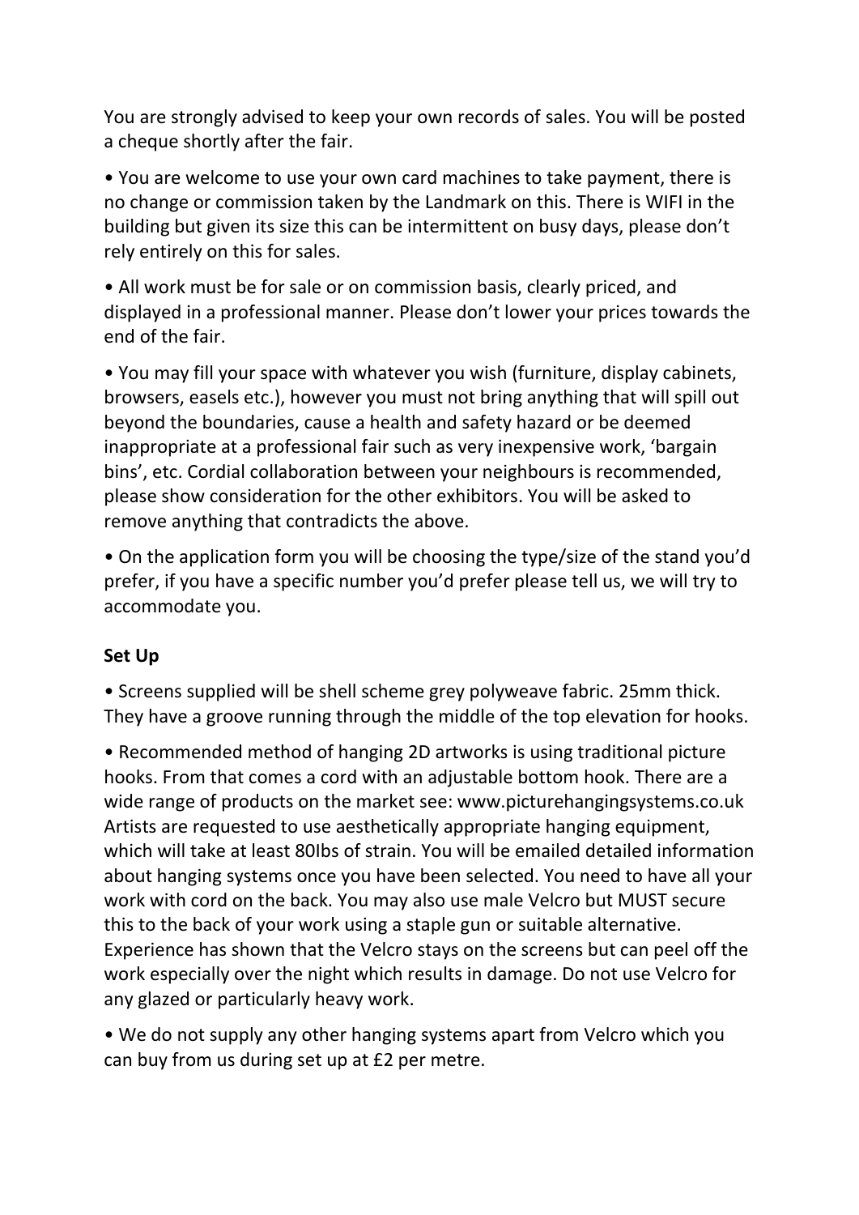You are strongly advised to keep your own records of sales. You will be posted a cheque shortly after the fair.

• You are welcome to use your own card machines to take payment, there is no change or commission taken by the Landmark on this. There is WIFI in the building but given its size this can be intermittent on busy days, please don't rely entirely on this for sales.

• All work must be for sale or on commission basis, clearly priced, and displayed in a professional manner. Please don't lower your prices towards the end of the fair.

• You may fill your space with whatever you wish (furniture, display cabinets, browsers, easels etc.), however you must not bring anything that will spill out beyond the boundaries, cause a health and safety hazard or be deemed inappropriate at a professional fair such as very inexpensive work, 'bargain bins', etc. Cordial collaboration between your neighbours is recommended, please show consideration for the other exhibitors. You will be asked to remove anything that contradicts the above.

• On the application form you will be choosing the type/size of the stand you'd prefer, if you have a specific number you'd prefer please tell us, we will try to accommodate you.

**Set Up**

• Screens supplied will be shell scheme grey polyweave fabric. 25mm thick. They have a groove running through the middle of the top elevation for hooks.

• Recommended method of hanging 2D artworks is using traditional picture hooks. From that comes a cord with an adjustable bottom hook. There are a wide range of products on the market see: www.picturehangingsystems.co.uk Artists are requested to use aesthetically appropriate hanging equipment, which will take at least 80Ibs of strain. You will be emailed detailed information about hanging systems once you have been selected. You need to have all your work with cord on the back. You may also use male Velcro but MUST secure this to the back of your work using a staple gun or suitable alternative. Experience has shown that the Velcro stays on the screens but can peel off the work especially over the night which results in damage. Do not use Velcro for any glazed or particularly heavy work.

• We do not supply any other hanging systems apart from Velcro which you can buy from us during set up at £2 per metre.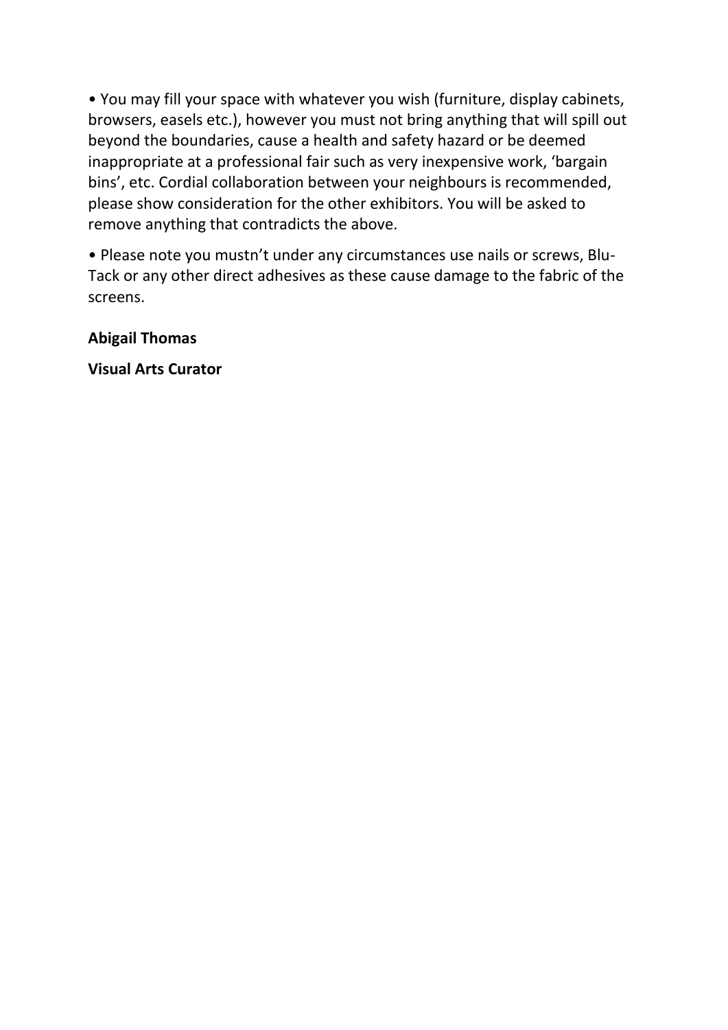- You may fill your space with whatever you wish (furniture, display cabinets, browsers, easels etc.), however you must not bring anything that will spill out beyond the boundaries, cause a health and safety hazard or be deemed inappropriate at a professional fair such as very inexpensive work, 'bargain bins', etc. Cordial collaboration between your neighbours is recommended, please show consideration for the other exhibitors. You will be asked to remove anything that contradicts the above.
- Please note you mustn't under any circumstances use nails or screws, Blu-Tack or any other direct adhesives as these cause damage to the fabric of the screens.

**Abigail Thomas**

**Visual Arts Curator**